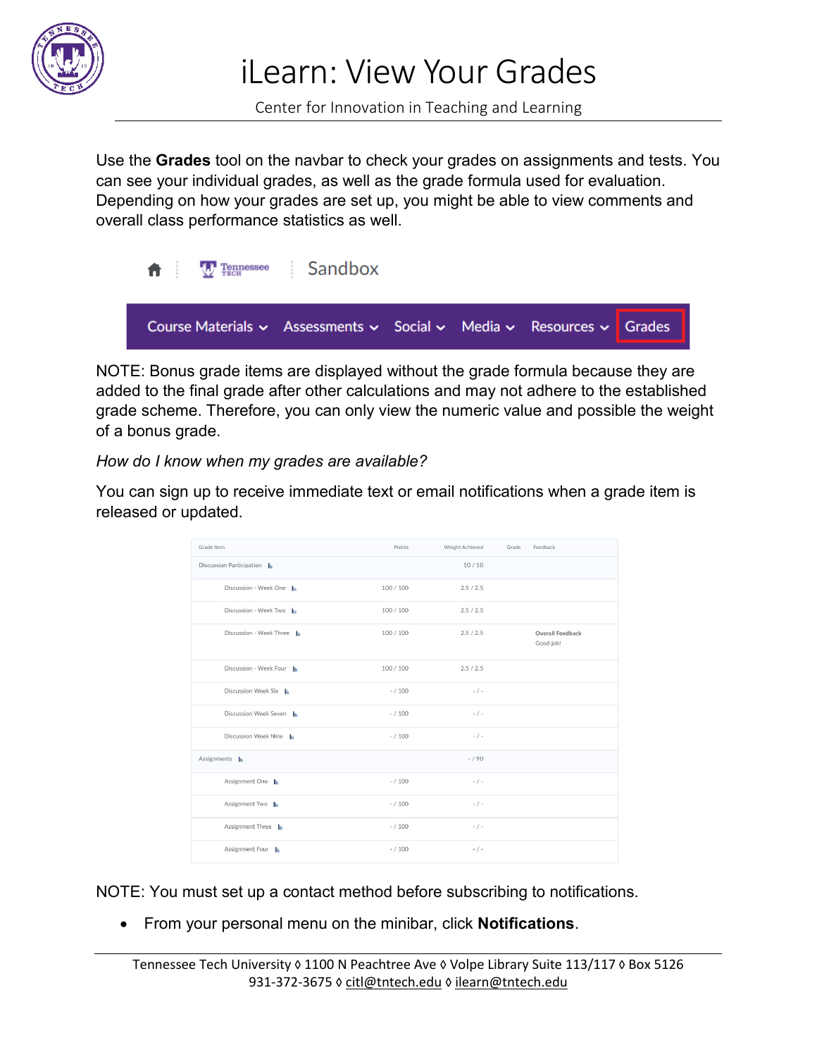# iLearn: View Your Grades

Center for Innovation in Teaching and Learning

Use the **Grades** tool on the navbar to check your grades on assignments and tests. You can see your individual grades, as well as the grade formula used for evaluation. Depending on how your grades are set up, you might be able to view comments and overall class performance statistics as well.

Sandbox

Course Materials ⌄ Assessments ⌄ Social ⌄ Media ⌄ Resources ⌄ Grades

NOTE: Bonus grade items are displayed without the grade formula because they are added to the final grade after other calculations and may not adhere to the established grade scheme. Therefore, you can only view the numeric value and possible the weight of a bonus grade.

*How do I know when my grades are available?*

You can sign up to receive immediate text or email notifications when a grade item is released or updated.

| Grade Item | Points | Weight Achieved | Grade | Feedback |
|---|---|---|---|---|
| Discussion Participation | | 10 / 10 | | |
| Discussion - Week One | 100 / 100 | 2.5 / 2.5 | | |
| Discussion - Week Two | 100 / 100 | 2.5 / 2.5 | | |
| Discussion - Week Three | 100 / 100 | 2.5 / 2.5 | | Overall Feedback Good job! |
| Discussion - Week Four | 100 / 100 | 2.5 / 2.5 | | |
| Discussion Week Six | - / 100 | - / - | | |
| Discussion Week Seven | - / 100 | - / - | | |
| Discussion Week Nine | - / 100 | - / - | | |
| Assignments | | - / 90 | | |
| Assignment One | - / 100 | - / - | | |
| Assignment Two | - / 100 | - / - | | |
| Assignment Three | - / 100 | - / - | | |
| Assignment Four | - / 100 | - / - | | |

NOTE: You must set up a contact method before subscribing to notifications.

- From your personal menu on the minibar, click **Notifications**.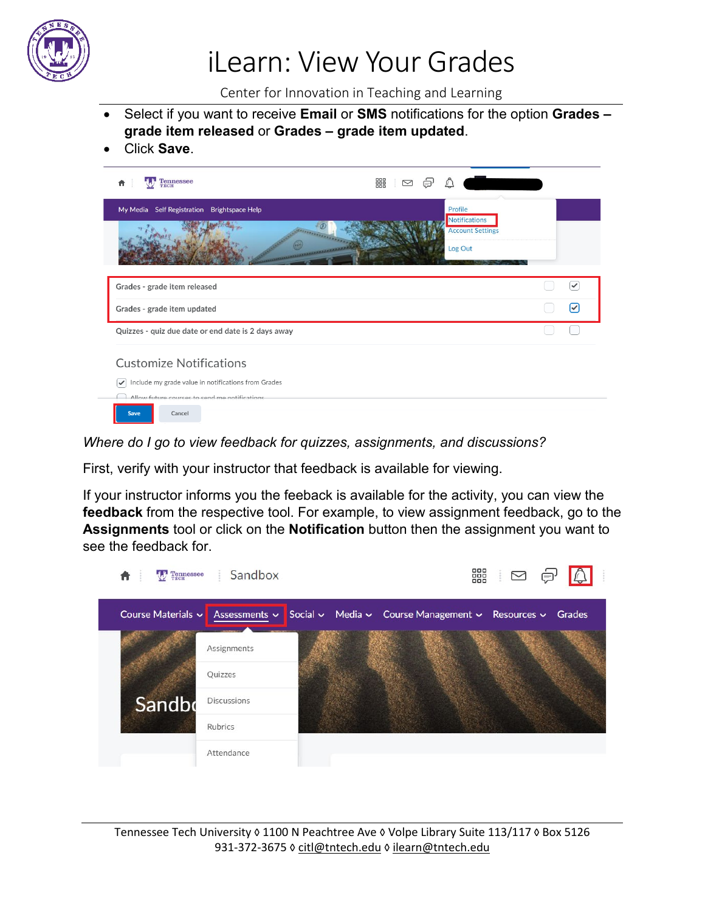- Select if you want to receive **Email** or **SMS** notifications for the option **Grades – grade item released** or **Grades – grade item updated**.
- Click **Save**.

*Where do I go to view feedback for quizzes, assignments, and discussions?*

First, verify with your instructor that feedback is available for viewing.

If your instructor informs you the feeback is available for the activity, you can view the **feedback** from the respective tool. For example, to view assignment feedback, go to the **Assignments** tool or click on the **Notification** button then the assignment you want to see the feedback for.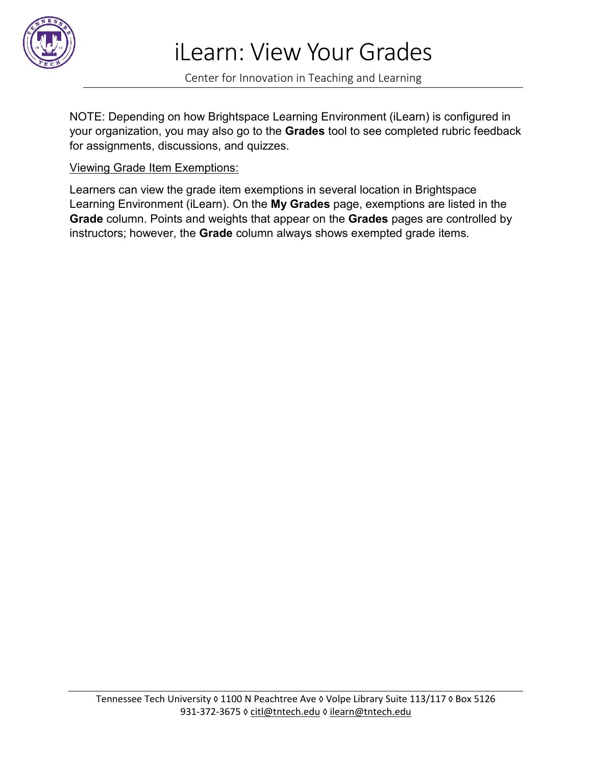NOTE: Depending on how Brightspace Learning Environment (iLearn) is configured in your organization, you may also go to the **Grades** tool to see completed rubric feedback for assignments, discussions, and quizzes.

Viewing Grade Item Exemptions:

Learners can view the grade item exemptions in several location in Brightspace Learning Environment (iLearn). On the **My Grades** page, exemptions are listed in the **Grade** column. Points and weights that appear on the **Grades** pages are controlled by instructors; however, the **Grade** column always shows exempted grade items.